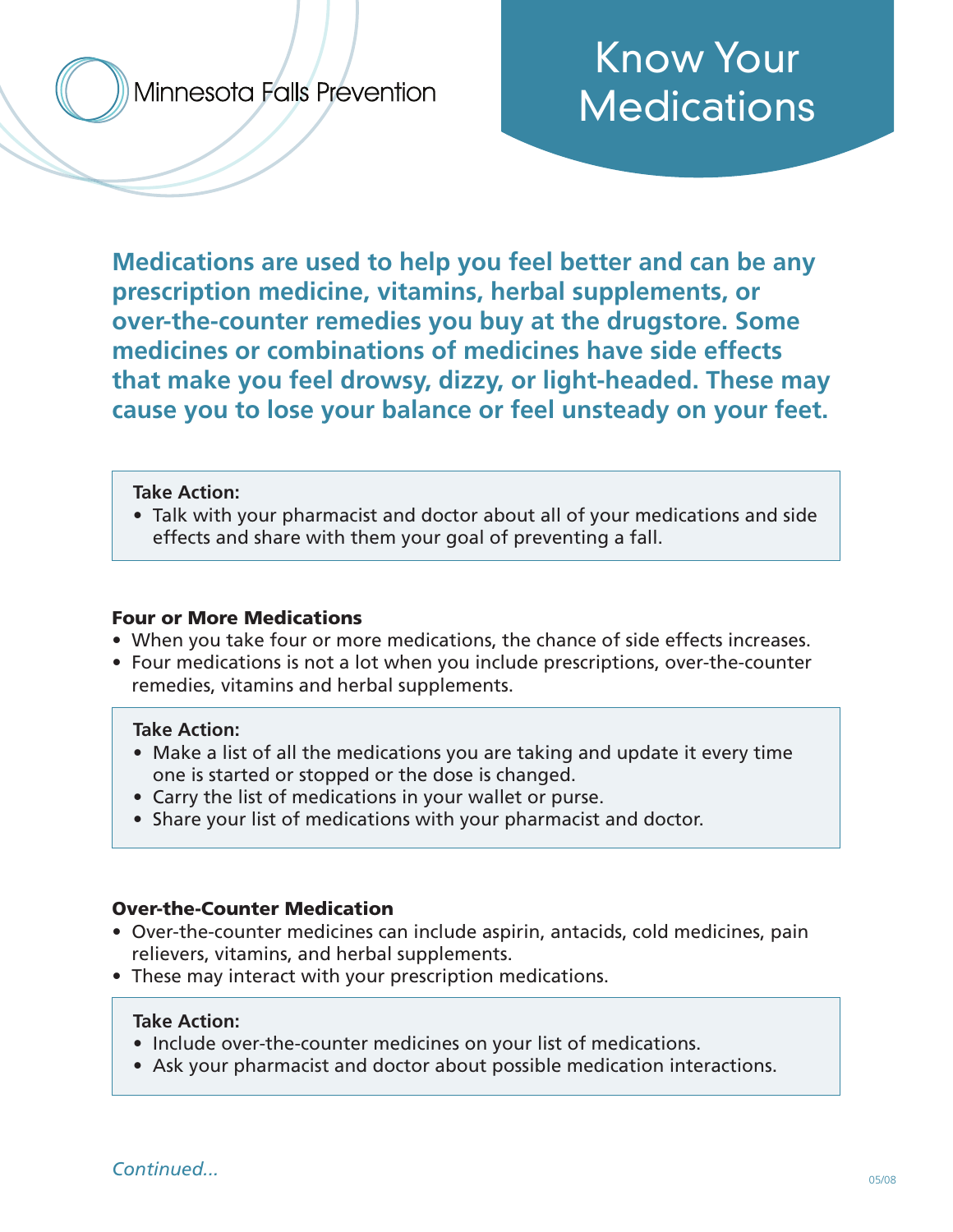Minnesota Falls Prevention

# Know Your Medications

**Medications are used to help you feel better and can be any prescription medicine, vitamins, herbal supplements, or over-the-counter remedies you buy at the drugstore. Some medicines or combinations of medicines have side effects that make you feel drowsy, dizzy, or light-headed. These may cause you to lose your balance or feel unsteady on your feet.**

**Take Action:**
- Talk with your pharmacist and doctor about all of your medications and side effects and share with them your goal of preventing a fall.

### Four or More Medications

- When you take four or more medications, the chance of side effects increases.
- Four medications is not a lot when you include prescriptions, over-the-counter remedies, vitamins and herbal supplements.

**Take Action:**
- Make a list of all the medications you are taking and update it every time one is started or stopped or the dose is changed.
- Carry the list of medications in your wallet or purse.
- Share your list of medications with your pharmacist and doctor.

### Over-the-Counter Medication

- Over-the-counter medicines can include aspirin, antacids, cold medicines, pain relievers, vitamins, and herbal supplements.
- These may interact with your prescription medications.

**Take Action:**
- Include over-the-counter medicines on your list of medications.
- Ask your pharmacist and doctor about possible medication interactions.

*Continued...*

05/08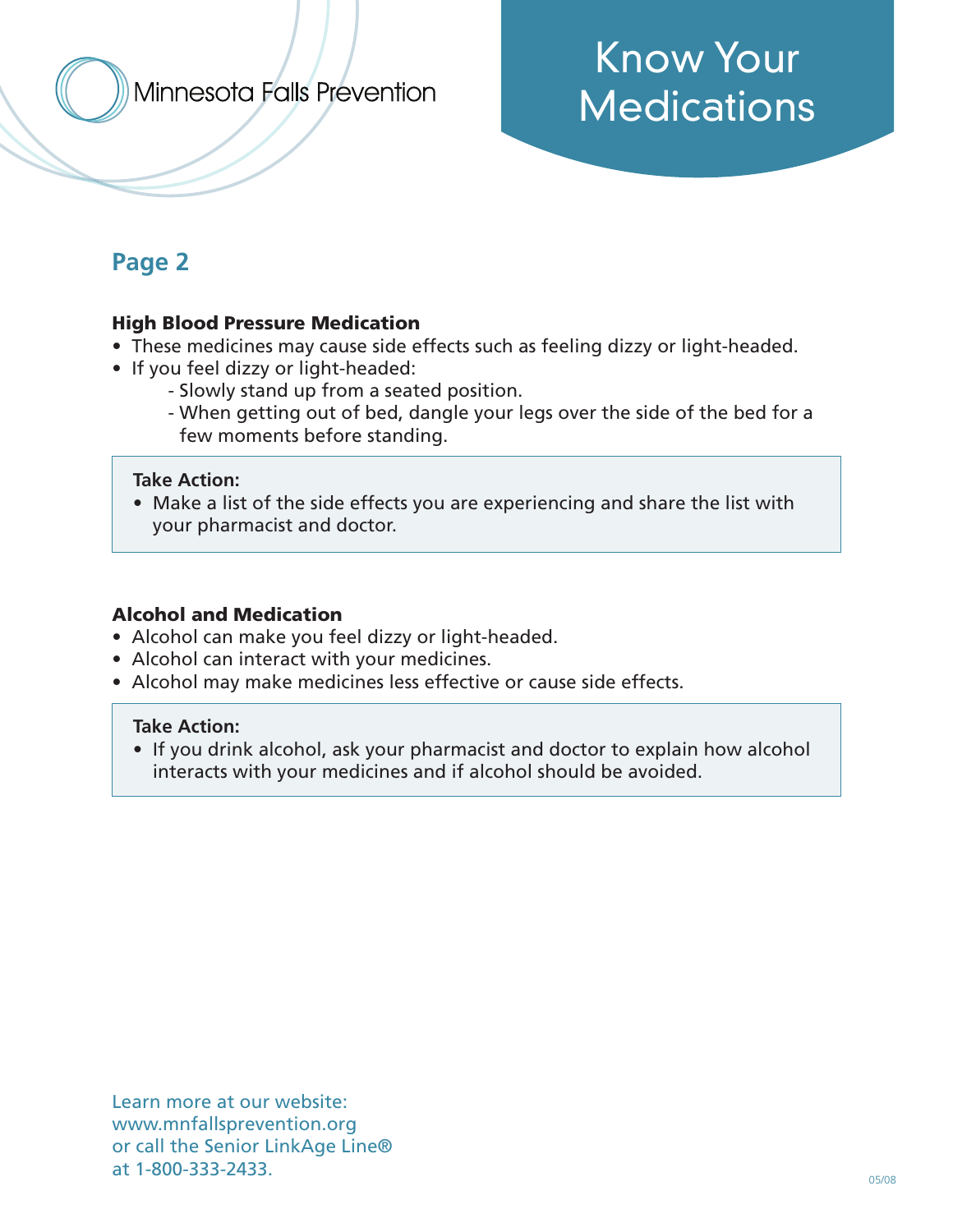Minnesota Falls Prevention

# Know Your Medications

## Page 2

### High Blood Pressure Medication

- These medicines may cause side effects such as feeling dizzy or light-headed.
- If you feel dizzy or light-headed:
  - Slowly stand up from a seated position.
  - When getting out of bed, dangle your legs over the side of the bed for a few moments before standing.

**Take Action:**

- Make a list of the side effects you are experiencing and share the list with your pharmacist and doctor.

### Alcohol and Medication

- Alcohol can make you feel dizzy or light-headed.
- Alcohol can interact with your medicines.
- Alcohol may make medicines less effective or cause side effects.

**Take Action:**

- If you drink alcohol, ask your pharmacist and doctor to explain how alcohol interacts with your medicines and if alcohol should be avoided.

Learn more at our website:
www.mnfallsprevention.org
or call the Senior LinkAge Line®
at 1-800-333-2433.

05/08